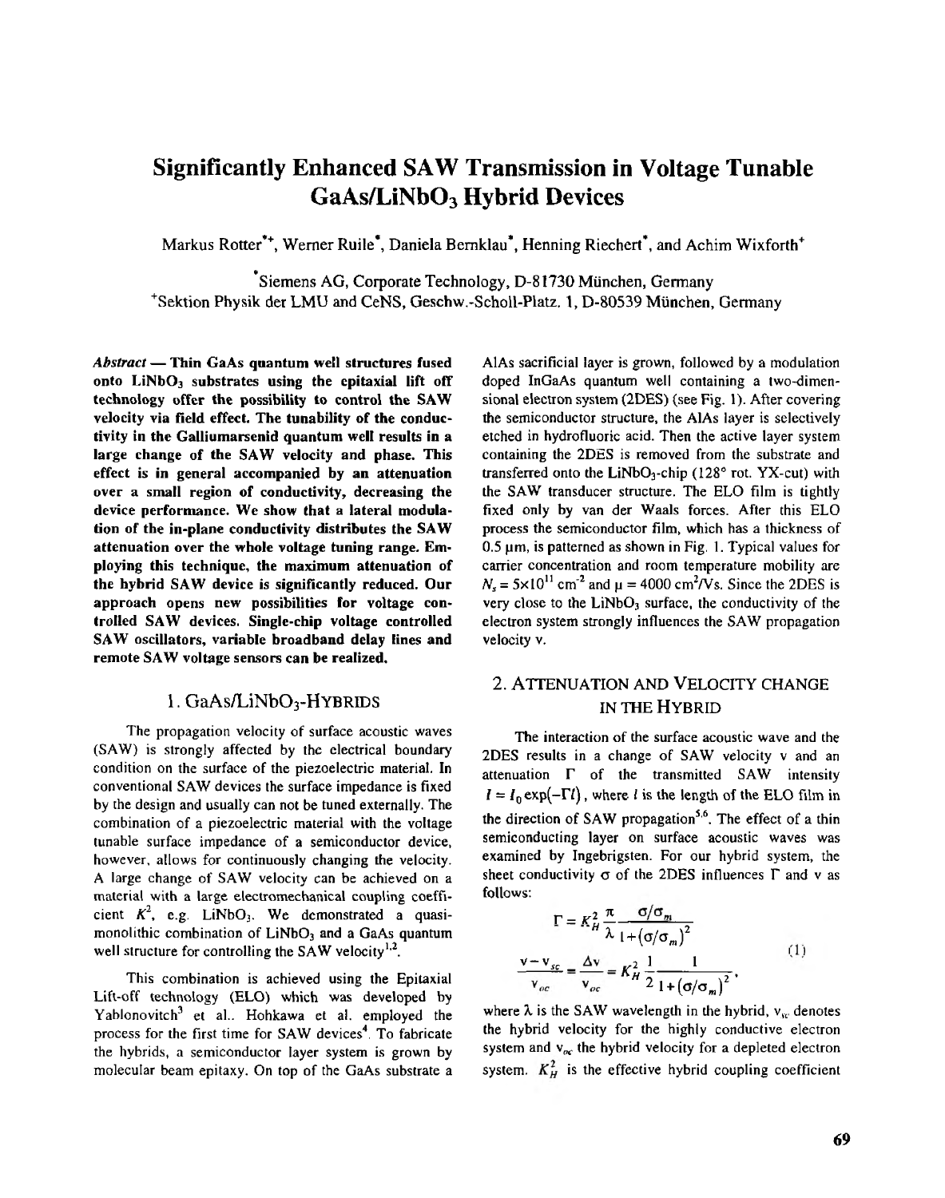# Significantly Enhanced SAW Transmission in Voltage Tunable $GaAs/LiNbO_3$ Hybrid Devices

Markus Rotter[*+], Werner Ruile[*], Daniela Bernklau[*], Henning Riechert[*], and Achim Wixforth[+]

[*]Siemens AG, Corporate Technology, D-81730 München, Germany
[+]Sektion Physik der LMU and CeNS, Geschw.-Scholl-Platz. 1, D-80539 München, Germany

***Abstract* — Thin GaAs quantum well structures fused onto $LiNbO_3$ substrates using the epitaxial lift off technology offer the possibility to control the SAW velocity via field effect. The tunability of the conductivity in the Galliumarsenid quantum well results in a large change of the SAW velocity and phase. This effect is in general accompanied by an attenuation over a small region of conductivity, decreasing the device performance. We show that a lateral modulation of the in-plane conductivity distributes the SAW attenuation over the whole voltage tuning range. Employing this technique, the maximum attenuation of the hybrid SAW device is significantly reduced. Our approach opens new possibilities for voltage controlled SAW devices. Single-chip voltage controlled SAW oscillators, variable broadband delay lines and remote SAW voltage sensors can be realized.**

## 1. $GaAs/LiNbO_3$-Hybrids

The propagation velocity of surface acoustic waves (SAW) is strongly affected by the electrical boundary condition on the surface of the piezoelectric material. In conventional SAW devices the surface impedance is fixed by the design and usually can not be tuned externally. The combination of a piezoelectric material with the voltage tunable surface impedance of a semiconductor device, however, allows for continuously changing the velocity. A large change of SAW velocity can be achieved on a material with a large electromechanical coupling coefficient $K^2$, e.g. $LiNbO_3$. We demonstrated a quasi-monolithic combination of $LiNbO_3$ and a GaAs quantum well structure for controlling the SAW velocity[1,2].

This combination is achieved using the Epitaxial Lift-off technology (ELO) which was developed by Yablonovitch[3] et al.. Hohkawa et al. employed the process for the first time for SAW devices[4]. To fabricate the hybrids, a semiconductor layer system is grown by molecular beam epitaxy. On top of the GaAs substrate a AlAs sacrificial layer is grown, followed by a modulation doped InGaAs quantum well containing a two-dimensional electron system (2DES) (see Fig. 1). After covering the semiconductor structure, the AlAs layer is selectively etched in hydrofluoric acid. Then the active layer system containing the 2DES is removed from the substrate and transferred onto the $LiNbO_3$-chip (128° rot. YX-cut) with the SAW transducer structure. The ELO film is tightly fixed only by van der Waals forces. After this ELO process the semiconductor film, which has a thickness of 0.5 µm, is patterned as shown in Fig. 1. Typical values for carrier concentration and room temperature mobility are $N_s = 5\times10^{11}$ cm$^{-2}$ and $\mu = 4000$ cm$^2$/Vs. Since the 2DES is very close to the $LiNbO_3$ surface, the conductivity of the electron system strongly influences the SAW propagation velocity v.

## 2. Attenuation and Velocity Change in the Hybrid

The interaction of the surface acoustic wave and the 2DES results in a change of SAW velocity v and an attenuation $\Gamma$ of the transmitted SAW intensity $I = I_0\exp(-\Gamma l)$, where $l$ is the length of the ELO film in the direction of SAW propagation[5,6]. The effect of a thin semiconducting layer on surface acoustic waves was examined by Ingebrigsten. For our hybrid system, the sheet conductivity $\sigma$ of the 2DES influences $\Gamma$ and v as follows:

$$\Gamma = K_H^2 \frac{\pi}{\lambda} \frac{\sigma/\sigma_m}{1+(\sigma/\sigma_m)^2}$$

$$\frac{v - v_{sc}}{v_{oc}} = \frac{\Delta v}{v_{oc}} = K_H^2 \frac{1}{2} \frac{1}{1+(\sigma/\sigma_m)^2}, \tag{1}$$

where $\lambda$ is the SAW wavelength in the hybrid, $v_{sc}$ denotes the hybrid velocity for the highly conductive electron system and $v_{oc}$ the hybrid velocity for a depleted electron system. $K_H^2$ is the effective hybrid coupling coefficient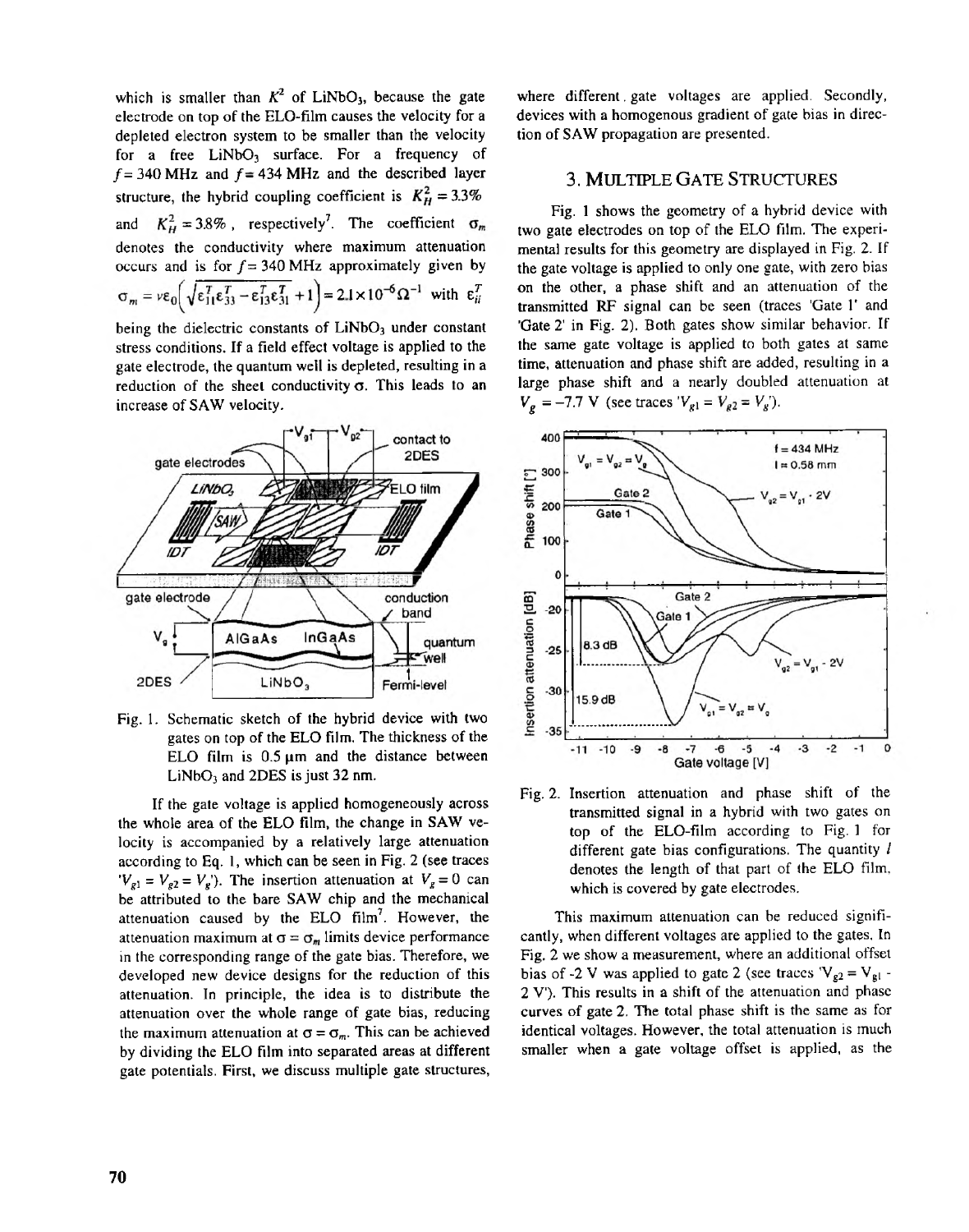which is smaller than $K^2$ of $LiNbO_3$, because the gate electrode on top of the ELO-film causes the velocity for a depleted electron system to be smaller than the velocity for a free $LiNbO_3$ surface. For a frequency of $f = 340$ MHz and $f = 434$ MHz and the described layer structure, the hybrid coupling coefficient is $K_H^2 = 3.3\%$ and $K_H^2 = 3.8\%$, respectively[7]. The coefficient $\sigma_m$ denotes the conductivity where maximum attenuation occurs and is for $f = 340$ MHz approximately given by $\sigma_m = v\varepsilon_0\left(\sqrt{\varepsilon_{11}^T\varepsilon_{33}^T - \varepsilon_{13}^T\varepsilon_{31}^T} + 1\right) = 2.1\times10^{-6}\Omega^{-1}$ with $\varepsilon_{ii}^T$ being the dielectric constants of $LiNbO_3$ under constant stress conditions. If a field effect voltage is applied to the gate electrode, the quantum well is depleted, resulting in a reduction of the sheet conductivity $\sigma$. This leads to an increase of SAW velocity.

Fig. 1. Schematic sketch of the hybrid device with two gates on top of the ELO film. The thickness of the ELO film is 0.5 μm and the distance between $LiNbO_3$ and 2DES is just 32 nm.

If the gate voltage is applied homogeneously across the whole area of the ELO film, the change in SAW velocity is accompanied by a relatively large attenuation according to Eq. 1, which can be seen in Fig. 2 (see traces '$V_{g1} = V_{g2} = V_g$'). The insertion attenuation at $V_g = 0$ can be attributed to the bare SAW chip and the mechanical attenuation caused by the ELO film[7]. However, the attenuation maximum at $\sigma = \sigma_m$ limits device performance in the corresponding range of the gate bias. Therefore, we developed new device designs for the reduction of this attenuation. In principle, the idea is to distribute the attenuation over the whole range of gate bias, reducing the maximum attenuation at $\sigma = \sigma_m$. This can be achieved by dividing the ELO film into separated areas at different gate potentials. First, we discuss multiple gate structures, where different gate voltages are applied. Secondly, devices with a homogenous gradient of gate bias in direction of SAW propagation are presented.

## 3. Multiple Gate Structures

Fig. 1 shows the geometry of a hybrid device with two gate electrodes on top of the ELO film. The experimental results for this geometry are displayed in Fig. 2. If the gate voltage is applied to only one gate, with zero bias on the other, a phase shift and an attenuation of the transmitted RF signal can be seen (traces 'Gate 1' and 'Gate 2' in Fig. 2). Both gates show similar behavior. If the same gate voltage is applied to both gates at same time, attenuation and phase shift are added, resulting in a large phase shift and a nearly doubled attenuation at $V_g = -7.7$ V (see traces '$V_{g1} = V_{g2} = V_g$').

Fig. 2. Insertion attenuation and phase shift of the transmitted signal in a hybrid with two gates on top of the ELO-film according to Fig. 1 for different gate bias configurations. The quantity $l$ denotes the length of that part of the ELO film, which is covered by gate electrodes.

This maximum attenuation can be reduced significantly, when different voltages are applied to the gates. In Fig. 2 we show a measurement, where an additional offset bias of -2 V was applied to gate 2 (see traces '$V_{g2} = V_{g1}$ - 2 V'). This results in a shift of the attenuation and phase curves of gate 2. The total phase shift is the same as for identical voltages. However, the total attenuation is much smaller when a gate voltage offset is applied, as the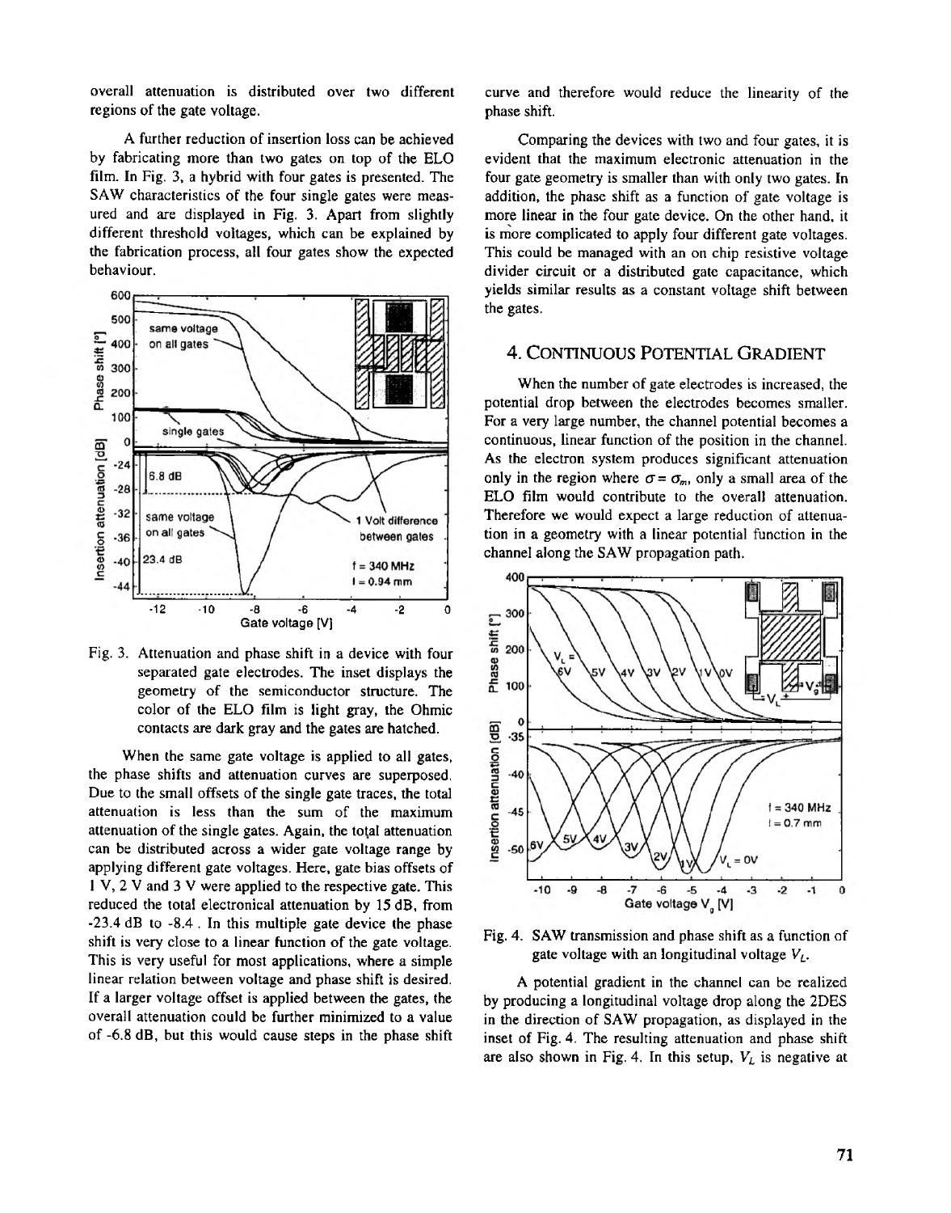overall attenuation is distributed over two different regions of the gate voltage.

A further reduction of insertion loss can be achieved by fabricating more than two gates on top of the ELO film. In Fig. 3, a hybrid with four gates is presented. The SAW characteristics of the four single gates were measured and are displayed in Fig. 3. Apart from slightly different threshold voltages, which can be explained by the fabrication process, all four gates show the expected behaviour.

Fig. 3. Attenuation and phase shift in a device with four separated gate electrodes. The inset displays the geometry of the semiconductor structure. The color of the ELO film is light gray, the Ohmic contacts are dark gray and the gates are hatched.

When the same gate voltage is applied to all gates, the phase shifts and attenuation curves are superposed. Due to the small offsets of the single gate traces, the total attenuation is less than the sum of the maximum attenuation of the single gates. Again, the total attenuation can be distributed across a wider gate voltage range by applying different gate voltages. Here, gate bias offsets of 1 V, 2 V and 3 V were applied to the respective gate. This reduced the total electronical attenuation by 15 dB, from -23.4 dB to -8.4 . In this multiple gate device the phase shift is very close to a linear function of the gate voltage. This is very useful for most applications, where a simple linear relation between voltage and phase shift is desired. If a larger voltage offset is applied between the gates, the overall attenuation could be further minimized to a value of -6.8 dB, but this would cause steps in the phase shift curve and therefore would reduce the linearity of the phase shift.

Comparing the devices with two and four gates, it is evident that the maximum electronic attenuation in the four gate geometry is smaller than with only two gates. In addition, the phase shift as a function of gate voltage is more linear in the four gate device. On the other hand, it is more complicated to apply four different gate voltages. This could be managed with an on chip resistive voltage divider circuit or a distributed gate capacitance, which yields similar results as a constant voltage shift between the gates.

## 4. Continuous Potential Gradient

When the number of gate electrodes is increased, the potential drop between the electrodes becomes smaller. For a very large number, the channel potential becomes a continuous, linear function of the position in the channel. As the electron system produces significant attenuation only in the region where $\sigma = \sigma_m$, only a small area of the ELO film would contribute to the overall attenuation. Therefore we would expect a large reduction of attenuation in a geometry with a linear potential function in the channel along the SAW propagation path.

Fig. 4. SAW transmission and phase shift as a function of gate voltage with an longitudinal voltage $V_L$.

A potential gradient in the channel can be realized by producing a longitudinal voltage drop along the 2DES in the direction of SAW propagation, as displayed in the inset of Fig. 4. The resulting attenuation and phase shift are also shown in Fig. 4. In this setup, $V_L$ is negative at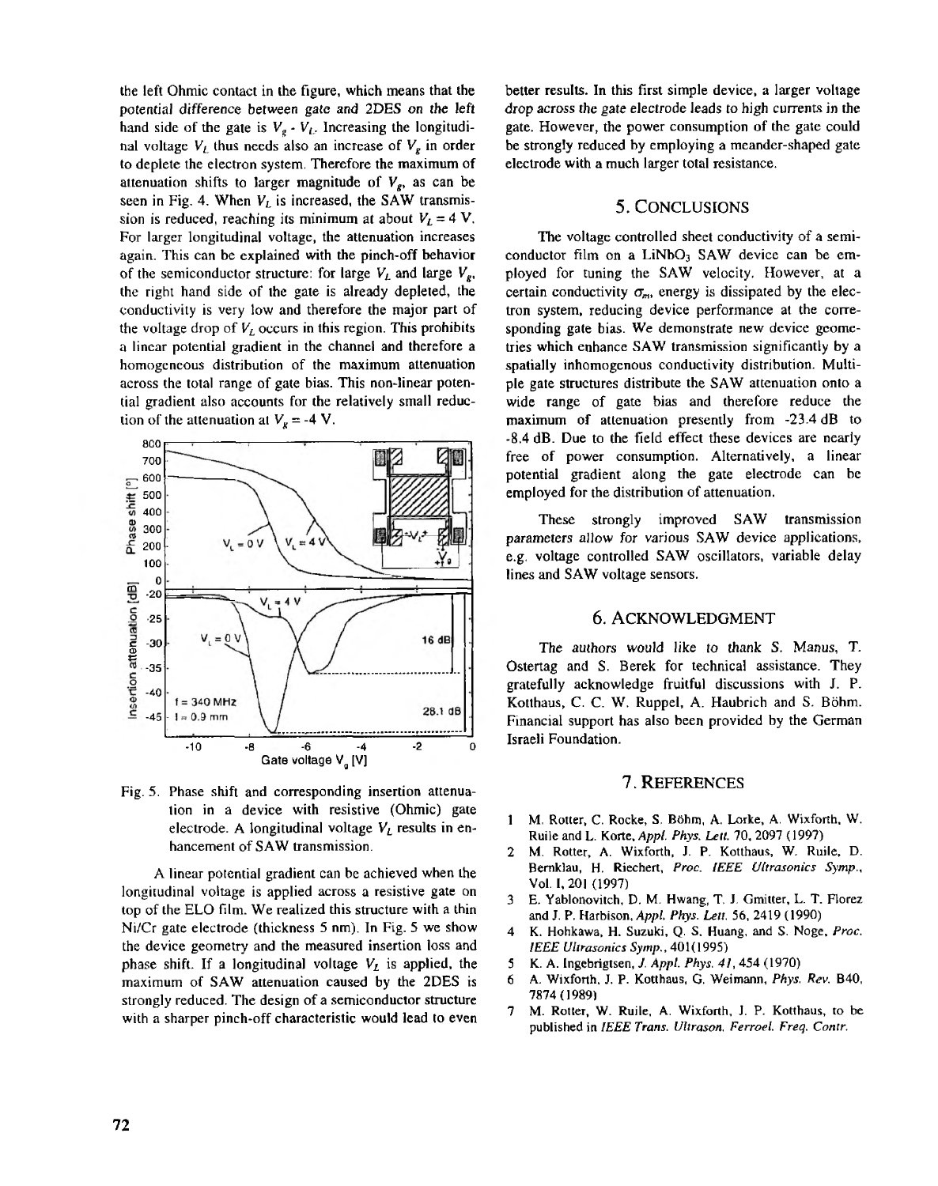the left Ohmic contact in the figure, which means that the potential difference between gate and 2DES on the left hand side of the gate is $V_g - V_L$. Increasing the longitudinal voltage $V_L$ thus needs also an increase of $V_g$ in order to deplete the electron system. Therefore the maximum of attenuation shifts to larger magnitude of $V_g$, as can be seen in Fig. 4. When $V_L$ is increased, the SAW transmission is reduced, reaching its minimum at about $V_L = 4$ V. For larger longitudinal voltage, the attenuation increases again. This can be explained with the pinch-off behavior of the semiconductor structure: for large $V_L$ and large $V_g$, the right hand side of the gate is already depleted, the conductivity is very low and therefore the major part of the voltage drop of $V_L$ occurs in this region. This prohibits a linear potential gradient in the channel and therefore a homogeneous distribution of the maximum attenuation across the total range of gate bias. This non-linear potential gradient also accounts for the relatively small reduction of the attenuation at $V_g = -4$ V.

Phase shift [°]

Insertion attenuation [dB]

Gate voltage $V_g$ [V]

$V_L = 0$ V

$V_L = 4$ V

16 dB

28.1 dB

f = 340 MHz

l = 0.9 mm

Fig. 5. Phase shift and corresponding insertion attenuation in a device with resistive (Ohmic) gate electrode. A longitudinal voltage $V_L$ results in enhancement of SAW transmission.

A linear potential gradient can be achieved when the longitudinal voltage is applied across a resistive gate on top of the ELO film. We realized this structure with a thin Ni/Cr gate electrode (thickness 5 nm). In Fig. 5 we show the device geometry and the measured insertion loss and phase shift. If a longitudinal voltage $V_L$ is applied, the maximum of SAW attenuation caused by the 2DES is strongly reduced. The design of a semiconductor structure with a sharper pinch-off characteristic would lead to even better results. In this first simple device, a larger voltage drop across the gate electrode leads to high currents in the gate. However, the power consumption of the gate could be strongly reduced by employing a meander-shaped gate electrode with a much larger total resistance.

## 5. Conclusions

The voltage controlled sheet conductivity of a semiconductor film on a $LiNbO_3$ SAW device can be employed for tuning the SAW velocity. However, at a certain conductivity $\sigma_m$, energy is dissipated by the electron system, reducing device performance at the corresponding gate bias. We demonstrate new device geometries which enhance SAW transmission significantly by a spatially inhomogenous conductivity distribution. Multiple gate structures distribute the SAW attenuation onto a wide range of gate bias and therefore reduce the maximum of attenuation presently from -23.4 dB to -8.4 dB. Due to the field effect these devices are nearly free of power consumption. Alternatively, a linear potential gradient along the gate electrode can be employed for the distribution of attenuation.

These strongly improved SAW transmission parameters allow for various SAW device applications, e.g. voltage controlled SAW oscillators, variable delay lines and SAW voltage sensors.

## 6. Acknowledgment

The authors would like to thank S. Manus, T. Ostertag and S. Berek for technical assistance. They gratefully acknowledge fruitful discussions with J. P. Kotthaus, C. C. W. Ruppel, A. Haubrich and S. Böhm. Financial support has also been provided by the German Israeli Foundation.

## 7. References

1. M. Rotter, C. Rocke, S. Böhm, A. Lorke, A. Wixforth, W. Ruile and L. Korte, *Appl. Phys. Lett.* 70, 2097 (1997)
2. M. Rotter, A. Wixforth, J. P. Kotthaus, W. Ruile, D. Bernklau, H. Riechert, *Proc. IEEE Ultrasonics Symp.*, Vol. I, 201 (1997)
3. E. Yablonovitch, D. M. Hwang, T. J. Gmitter, L. T. Florez and J. P. Harbison, *Appl. Phys. Lett.* 56, 2419 (1990)
4. K. Hohkawa, H. Suzuki, Q. S. Huang, and S. Noge, *Proc. IEEE Ultrasonics Symp.*, 401(1995)
5. K. A. Ingebrigtsen, *J. Appl. Phys. 41*, 454 (1970)
6. A. Wixforth, J. P. Kotthaus, G. Weimann, *Phys. Rev.* B40, 7874 (1989)
7. M. Rotter, W. Ruile, A. Wixforth, J. P. Kotthaus, to be published in *IEEE Trans. Ultrason. Ferroel. Freq. Contr.*